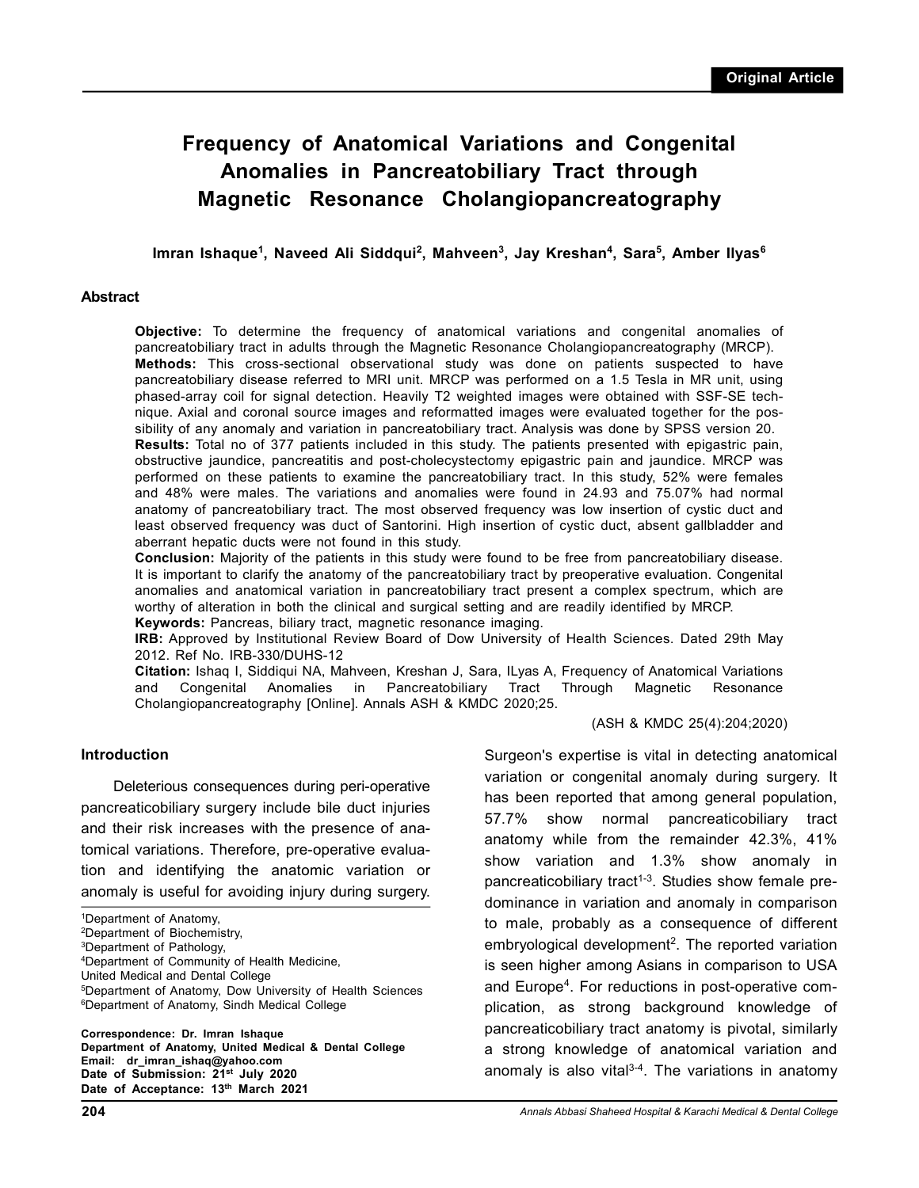Original Article

# Frequency of Anatomical Variations and Congenital Anomalies in Pancreatobiliary Tract through Magnetic Resonance Cholangiopancreatography

**Imran Ishaque[1], Naveed Ali Siddqui[2], Mahveen[3], Jay Kreshan[4], Sara[5], Amber Ilyas[6]**

## Abstract

**Objective:** To determine the frequency of anatomical variations and congenital anomalies of pancreatobiliary tract in adults through the Magnetic Resonance Cholangiopancreatography (MRCP).

**Methods:** This cross-sectional observational study was done on patients suspected to have pancreatobiliary disease referred to MRI unit. MRCP was performed on a 1.5 Tesla in MR unit, using phased-array coil for signal detection. Heavily T2 weighted images were obtained with SSF-SE technique. Axial and coronal source images and reformatted images were evaluated together for the possibility of any anomaly and variation in pancreatobiliary tract. Analysis was done by SPSS version 20.

**Results:** Total no of 377 patients included in this study. The patients presented with epigastric pain, obstructive jaundice, pancreatitis and post-cholecystectomy epigastric pain and jaundice. MRCP was performed on these patients to examine the pancreatobiliary tract. In this study, 52% were females and 48% were males. The variations and anomalies were found in 24.93 and 75.07% had normal anatomy of pancreatobiliary tract. The most observed frequency was low insertion of cystic duct and least observed frequency was duct of Santorini. High insertion of cystic duct, absent gallbladder and aberrant hepatic ducts were not found in this study.

**Conclusion:** Majority of the patients in this study were found to be free from pancreatobiliary disease. It is important to clarify the anatomy of the pancreatobiliary tract by preoperative evaluation. Congenital anomalies and anatomical variation in pancreatobiliary tract present a complex spectrum, which are worthy of alteration in both the clinical and surgical setting and are readily identified by MRCP.

**Keywords:** Pancreas, biliary tract, magnetic resonance imaging.

**IRB:** Approved by Institutional Review Board of Dow University of Health Sciences. Dated 29th May 2012. Ref No. IRB-330/DUHS-12

**Citation:** Ishaq I, Siddiqui NA, Mahveen, Kreshan J, Sara, ILyas A, Frequency of Anatomical Variations and Congenital Anomalies in Pancreatobiliary Tract Through Magnetic Resonance Cholangiopancreatography [Online]. Annals ASH & KMDC 2020;25.

(ASH & KMDC 25(4):204;2020)

## Introduction

Deleterious consequences during peri-operative pancreaticobiliary surgery include bile duct injuries and their risk increases with the presence of anatomical variations. Therefore, pre-operative evaluation and identifying the anatomic variation or anomaly is useful for avoiding injury during surgery. Surgeon's expertise is vital in detecting anatomical variation or congenital anomaly during surgery. It has been reported that among general population, 57.7% show normal pancreaticobiliary tract anatomy while from the remainder 42.3%, 41% show variation and 1.3% show anomaly in pancreaticobiliary tract[1-3]. Studies show female predominance in variation and anomaly in comparison to male, probably as a consequence of different embryological development[2]. The reported variation is seen higher among Asians in comparison to USA and Europe[4]. For reductions in post-operative complication, as strong background knowledge of pancreaticobiliary tract anatomy is pivotal, similarly a strong knowledge of anatomical variation and anomaly is also vital[3-4]. The variations in anatomy

[1]Department of Anatomy,
[2]Department of Biochemistry,
[3]Department of Pathology,
[4]Department of Community of Health Medicine,
United Medical and Dental College
[5]Department of Anatomy, Dow University of Health Sciences
[6]Department of Anatomy, Sindh Medical College

**Correspondence: Dr. Imran Ishaque**
**Department of Anatomy, United Medical & Dental College**
**Email: dr_imran_ishaq@yahoo.com**
**Date of Submission: 21st July 2020**
**Date of Acceptance: 13th March 2021**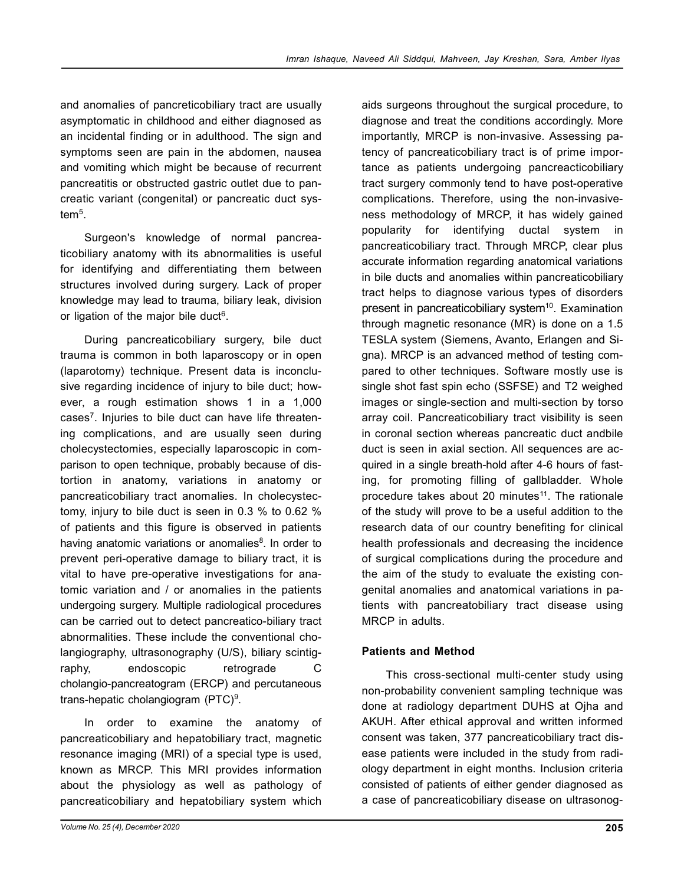and anomalies of pancreticobiliary tract are usually asymptomatic in childhood and either diagnosed as an incidental finding or in adulthood. The sign and symptoms seen are pain in the abdomen, nausea and vomiting which might be because of recurrent pancreatitis or obstructed gastric outlet due to pancreatic variant (congenital) or pancreatic duct system[5].

Surgeon's knowledge of normal pancreaticobiliary anatomy with its abnormalities is useful for identifying and differentiating them between structures involved during surgery. Lack of proper knowledge may lead to trauma, biliary leak, division or ligation of the major bile duct[6].

During pancreaticobiliary surgery, bile duct trauma is common in both laparoscopy or in open (laparotomy) technique. Present data is inconclusive regarding incidence of injury to bile duct; however, a rough estimation shows 1 in a 1,000 cases[7]. Injuries to bile duct can have life threatening complications, and are usually seen during cholecystectomies, especially laparoscopic in comparison to open technique, probably because of distortion in anatomy, variations in anatomy or pancreaticobiliary tract anomalies. In cholecystectomy, injury to bile duct is seen in 0.3 % to 0.62 % of patients and this figure is observed in patients having anatomic variations or anomalies[8]. In order to prevent peri-operative damage to biliary tract, it is vital to have pre-operative investigations for anatomic variation and / or anomalies in the patients undergoing surgery. Multiple radiological procedures can be carried out to detect pancreatico-biliary tract abnormalities. These include the conventional cholangiography, ultrasonography (U/S), biliary scintigraphy, endoscopic retrograde C cholangio-pancreatogram (ERCP) and percutaneous trans-hepatic cholangiogram (PTC)[9].

In order to examine the anatomy of pancreaticobiliary and hepatobiliary tract, magnetic resonance imaging (MRI) of a special type is used, known as MRCP. This MRI provides information about the physiology as well as pathology of pancreaticobiliary and hepatobiliary system which aids surgeons throughout the surgical procedure, to diagnose and treat the conditions accordingly. More importantly, MRCP is non-invasive. Assessing patency of pancreaticobiliary tract is of prime importance as patients undergoing pancreacticobiliary tract surgery commonly tend to have post-operative complications. Therefore, using the non-invasiveness methodology of MRCP, it has widely gained popularity for identifying ductal system in pancreaticobiliary tract. Through MRCP, clear plus accurate information regarding anatomical variations in bile ducts and anomalies within pancreaticobiliary tract helps to diagnose various types of disorders present in pancreaticobiliary system[10]. Examination through magnetic resonance (MR) is done on a 1.5 TESLA system (Siemens, Avanto, Erlangen and Signa). MRCP is an advanced method of testing compared to other techniques. Software mostly use is single shot fast spin echo (SSFSE) and T2 weighed images or single-section and multi-section by torso array coil. Pancreaticobiliary tract visibility is seen in coronal section whereas pancreatic duct andbile duct is seen in axial section. All sequences are acquired in a single breath-hold after 4-6 hours of fasting, for promoting filling of gallbladder. Whole procedure takes about 20 minutes[11]. The rationale of the study will prove to be a useful addition to the research data of our country benefiting for clinical health professionals and decreasing the incidence of surgical complications during the procedure and the aim of the study to evaluate the existing congenital anomalies and anatomical variations in patients with pancreatobiliary tract disease using MRCP in adults.

## Patients and Method

This cross-sectional multi-center study using non-probability convenient sampling technique was done at radiology department DUHS at Ojha and AKUH. After ethical approval and written informed consent was taken, 377 pancreaticobiliary tract disease patients were included in the study from radiology department in eight months. Inclusion criteria consisted of patients of either gender diagnosed as a case of pancreaticobiliary disease on ultrasonog-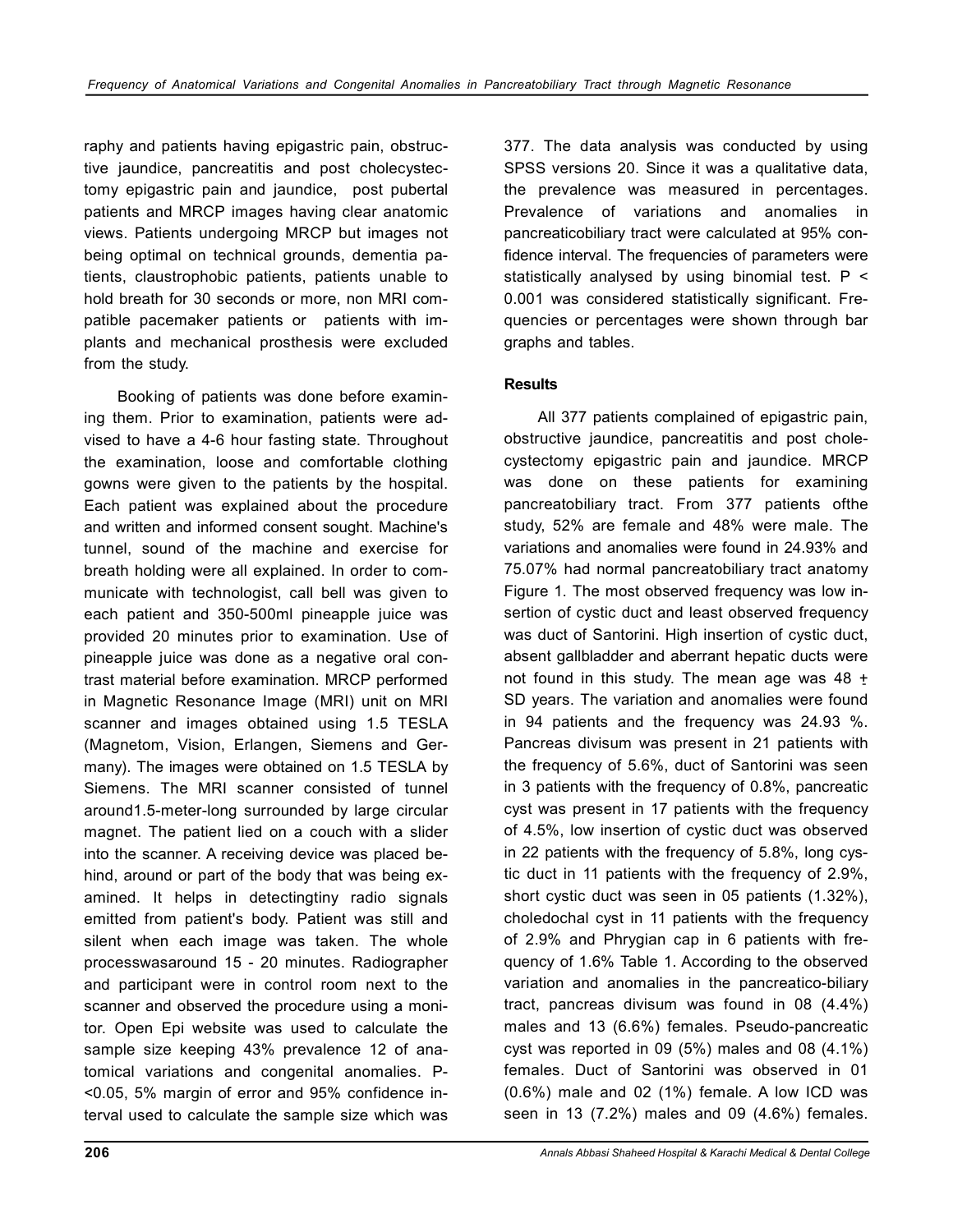raphy and patients having epigastric pain, obstructive jaundice, pancreatitis and post cholecystectomy epigastric pain and jaundice, post pubertal patients and MRCP images having clear anatomic views. Patients undergoing MRCP but images not being optimal on technical grounds, dementia patients, claustrophobic patients, patients unable to hold breath for 30 seconds or more, non MRI compatible pacemaker patients or patients with implants and mechanical prosthesis were excluded from the study.

Booking of patients was done before examining them. Prior to examination, patients were advised to have a 4-6 hour fasting state. Throughout the examination, loose and comfortable clothing gowns were given to the patients by the hospital. Each patient was explained about the procedure and written and informed consent sought. Machine's tunnel, sound of the machine and exercise for breath holding were all explained. In order to communicate with technologist, call bell was given to each patient and 350-500ml pineapple juice was provided 20 minutes prior to examination. Use of pineapple juice was done as a negative oral contrast material before examination. MRCP performed in Magnetic Resonance Image (MRI) unit on MRI scanner and images obtained using 1.5 TESLA (Magnetom, Vision, Erlangen, Siemens and Germany). The images were obtained on 1.5 TESLA by Siemens. The MRI scanner consisted of tunnel around1.5-meter-long surrounded by large circular magnet. The patient lied on a couch with a slider into the scanner. A receiving device was placed behind, around or part of the body that was being examined. It helps in detectingtiny radio signals emitted from patient's body. Patient was still and silent when each image was taken. The whole processwasaround 15 - 20 minutes. Radiographer and participant were in control room next to the scanner and observed the procedure using a monitor. Open Epi website was used to calculate the sample size keeping 43% prevalence 12 of anatomical variations and congenital anomalies. P-<0.05, 5% margin of error and 95% confidence interval used to calculate the sample size which was 377. The data analysis was conducted by using SPSS versions 20. Since it was a qualitative data, the prevalence was measured in percentages. Prevalence of variations and anomalies in pancreaticobiliary tract were calculated at 95% confidence interval. The frequencies of parameters were statistically analysed by using binomial test. P < 0.001 was considered statistically significant. Frequencies or percentages were shown through bar graphs and tables.

## Results

All 377 patients complained of epigastric pain, obstructive jaundice, pancreatitis and post cholecystectomy epigastric pain and jaundice. MRCP was done on these patients for examining pancreatobiliary tract. From 377 patients ofthe study, 52% are female and 48% were male. The variations and anomalies were found in 24.93% and 75.07% had normal pancreatobiliary tract anatomy Figure 1. The most observed frequency was low insertion of cystic duct and least observed frequency was duct of Santorini. High insertion of cystic duct, absent gallbladder and aberrant hepatic ducts were not found in this study. The mean age was 48 ± SD years. The variation and anomalies were found in 94 patients and the frequency was 24.93 %. Pancreas divisum was present in 21 patients with the frequency of 5.6%, duct of Santorini was seen in 3 patients with the frequency of 0.8%, pancreatic cyst was present in 17 patients with the frequency of 4.5%, low insertion of cystic duct was observed in 22 patients with the frequency of 5.8%, long cystic duct in 11 patients with the frequency of 2.9%, short cystic duct was seen in 05 patients (1.32%), choledochal cyst in 11 patients with the frequency of 2.9% and Phrygian cap in 6 patients with frequency of 1.6% Table 1. According to the observed variation and anomalies in the pancreatico-biliary tract, pancreas divisum was found in 08 (4.4%) males and 13 (6.6%) females. Pseudo-pancreatic cyst was reported in 09 (5%) males and 08 (4.1%) females. Duct of Santorini was observed in 01 (0.6%) male and 02 (1%) female. A low ICD was seen in 13 (7.2%) males and 09 (4.6%) females.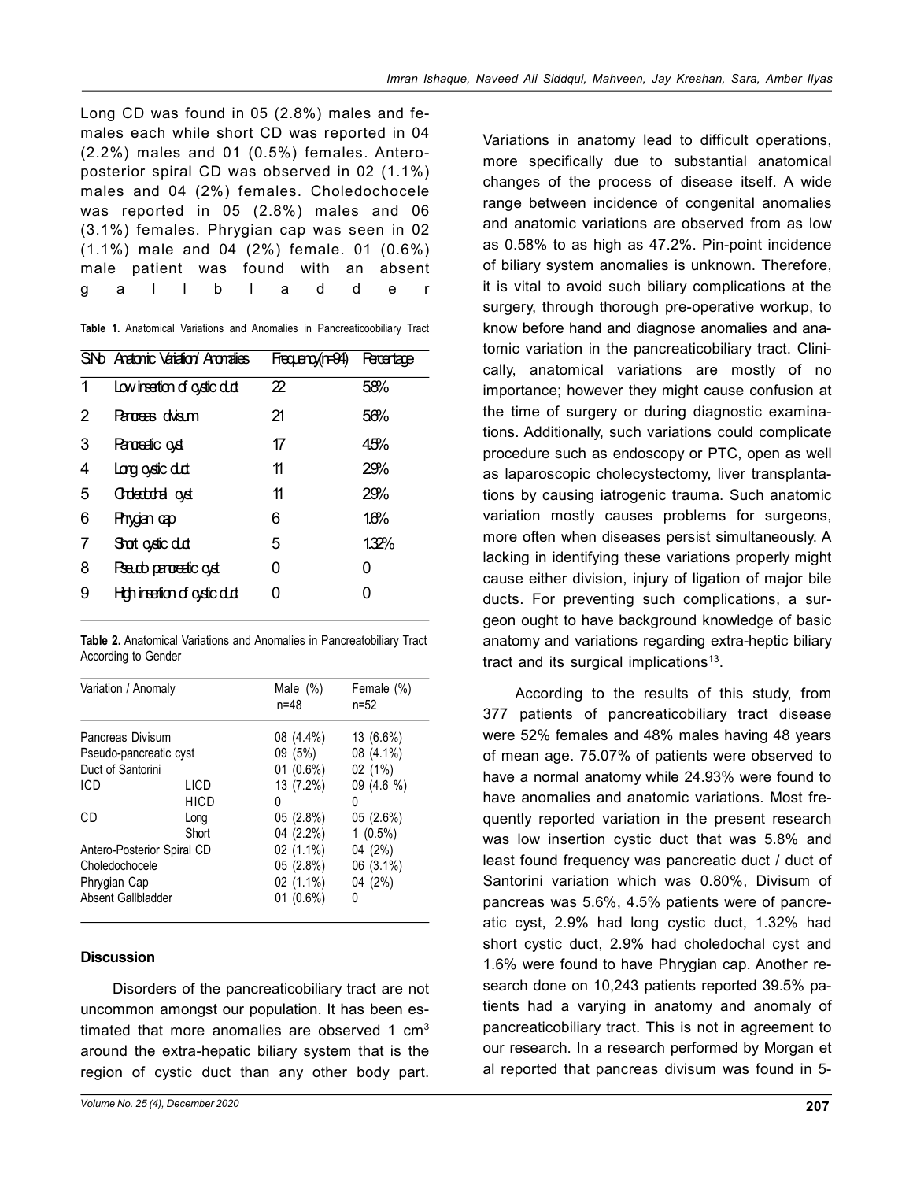Long CD was found in 05 (2.8%) males and females each while short CD was reported in 04 (2.2%) males and 01 (0.5%) females. Antero-posterior spiral CD was observed in 02 (1.1%) males and 04 (2%) females. Choledochocele was reported in 05 (2.8%) males and 06 (3.1%) females. Phrygian cap was seen in 02 (1.1%) male and 04 (2%) female. 01 (0.6%) male patient was found with an absent gallbladder

**Table 1.** Anatomical Variations and Anomalies in Pancreaticoobiliary Tract

| S.No | Anatomic Variation/ Anomalies | Frequency(n=94) | Percentage |
|---|---|---|---|
| 1 | Low insertion of cystic duct | 22 | 5.8% |
| 2 | Pancreas divisum | 21 | 5.6% |
| 3 | Pancreatic cyst | 17 | 4.5% |
| 4 | Long cystic duct | 11 | 2.9% |
| 5 | Choledochal cyst | 11 | 2.9% |
| 6 | Phrygian cap | 6 | 1.6% |
| 7 | Short cystic duct | 5 | 1.32% |
| 8 | Pseudo pancreatic cyst | 0 | 0 |
| 9 | High insertion of cystic duct | 0 | 0 |

**Table 2.** Anatomical Variations and Anomalies in Pancreatobiliary Tract According to Gender

| Variation / Anomaly | | Male (%) n=48 | Female (%) n=52 |
|---|---|---|---|
| Pancreas Divisum | | 08 (4.4%) | 13 (6.6%) |
| Pseudo-pancreatic cyst | | 09 (5%) | 08 (4.1%) |
| Duct of Santorini | | 01 (0.6%) | 02 (1%) |
| ICD | LICD | 13 (7.2%) | 09 (4.6 %) |
| | HICD | 0 | 0 |
| CD | Long | 05 (2.8%) | 05 (2.6%) |
| | Short | 04 (2.2%) | 1 (0.5%) |
| Antero-Posterior Spiral CD | | 02 (1.1%) | 04 (2%) |
| Choledochocele | | 05 (2.8%) | 06 (3.1%) |
| Phrygian Cap | | 02 (1.1%) | 04 (2%) |
| Absent Gallbladder | | 01 (0.6%) | 0 |

## Discussion

Disorders of the pancreaticobiliary tract are not uncommon amongst our population. It has been estimated that more anomalies are observed 1 $cm^3$ around the extra-hepatic biliary system that is the region of cystic duct than any other body part. Variations in anatomy lead to difficult operations, more specifically due to substantial anatomical changes of the process of disease itself. A wide range between incidence of congenital anomalies and anatomic variations are observed from as low as 0.58% to as high as 47.2%. Pin-point incidence of biliary system anomalies is unknown. Therefore, it is vital to avoid such biliary complications at the surgery, through thorough pre-operative workup, to know before hand and diagnose anomalies and anatomic variation in the pancreaticobiliary tract. Clinically, anatomical variations are mostly of no importance; however they might cause confusion at the time of surgery or during diagnostic examinations. Additionally, such variations could complicate procedure such as endoscopy or PTC, open as well as laparoscopic cholecystectomy, liver transplantations by causing iatrogenic trauma. Such anatomic variation mostly causes problems for surgeons, more often when diseases persist simultaneously. A lacking in identifying these variations properly might cause either division, injury of ligation of major bile ducts. For preventing such complications, a surgeon ought to have background knowledge of basic anatomy and variations regarding extra-heptic biliary tract and its surgical implications[13].

According to the results of this study, from 377 patients of pancreaticobiliary tract disease were 52% females and 48% males having 48 years of mean age. 75.07% of patients were observed to have a normal anatomy while 24.93% were found to have anomalies and anatomic variations. Most frequently reported variation in the present research was low insertion cystic duct that was 5.8% and least found frequency was pancreatic duct / duct of Santorini variation which was 0.80%, Divisum of pancreas was 5.6%, 4.5% patients were of pancreatic cyst, 2.9% had long cystic duct, 1.32% had short cystic duct, 2.9% had choledochal cyst and 1.6% were found to have Phrygian cap. Another research done on 10,243 patients reported 39.5% patients had a varying in anatomy and anomaly of pancreaticobiliary tract. This is not in agreement to our research. In a research performed by Morgan et al reported that pancreas divisum was found in 5-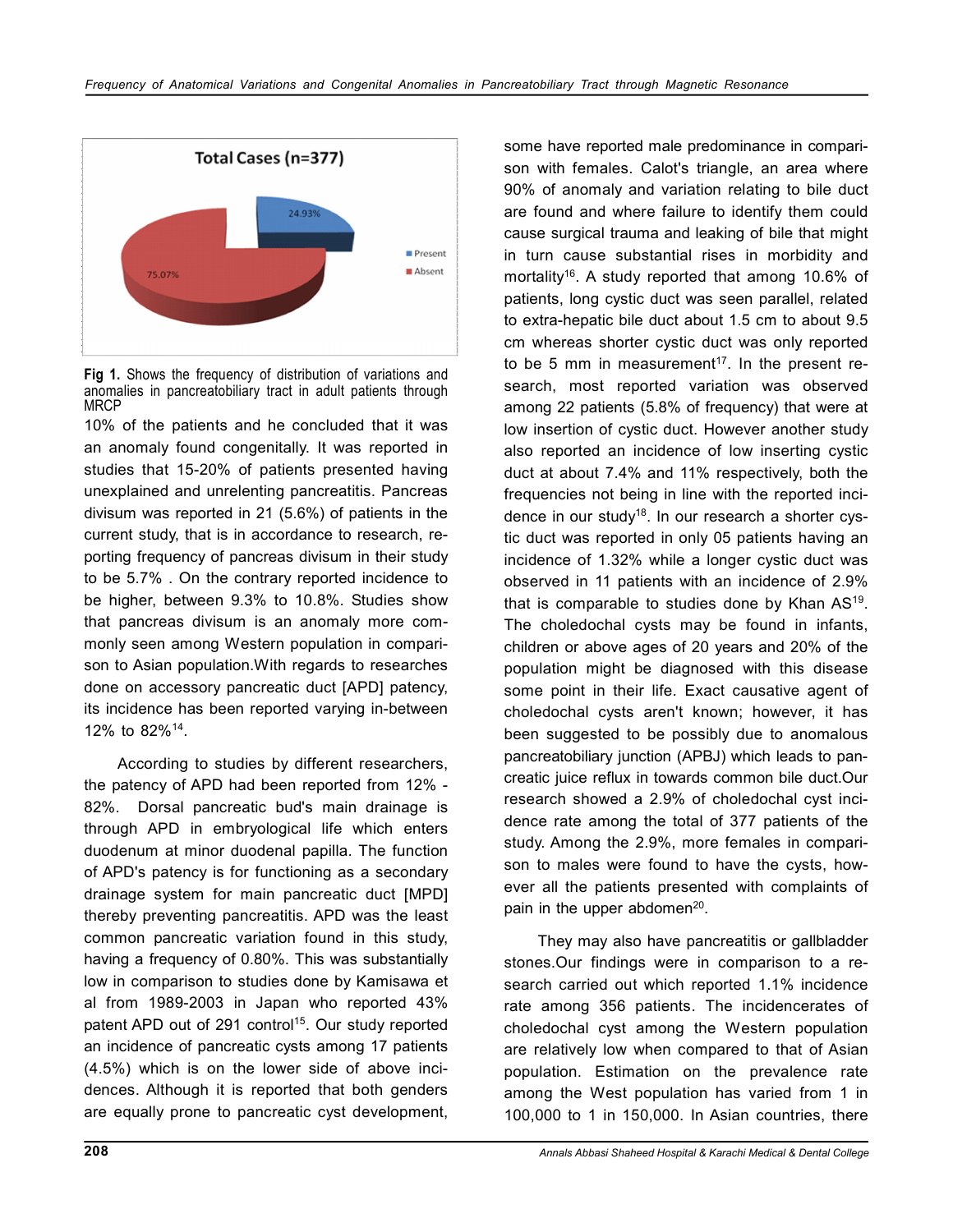Fig 1. Shows the frequency of distribution of variations and anomalies in pancreatobiliary tract in adult patients through MRCP

10% of the patients and he concluded that it was an anomaly found congenitally. It was reported in studies that 15-20% of patients presented having unexplained and unrelenting pancreatitis. Pancreas divisum was reported in 21 (5.6%) of patients in the current study, that is in accordance to research, reporting frequency of pancreas divisum in their study to be 5.7% . On the contrary reported incidence to be higher, between 9.3% to 10.8%. Studies show that pancreas divisum is an anomaly more commonly seen among Western population in comparison to Asian population.With regards to researches done on accessory pancreatic duct [APD] patency, its incidence has been reported varying in-between 12% to 82%[14].

According to studies by different researchers, the patency of APD had been reported from 12% - 82%. Dorsal pancreatic bud's main drainage is through APD in embryological life which enters duodenum at minor duodenal papilla. The function of APD's patency is for functioning as a secondary drainage system for main pancreatic duct [MPD] thereby preventing pancreatitis. APD was the least common pancreatic variation found in this study, having a frequency of 0.80%. This was substantially low in comparison to studies done by Kamisawa et al from 1989-2003 in Japan who reported 43% patent APD out of 291 control[15]. Our study reported an incidence of pancreatic cysts among 17 patients (4.5%) which is on the lower side of above incidences. Although it is reported that both genders are equally prone to pancreatic cyst development, some have reported male predominance in comparison with females. Calot's triangle, an area where 90% of anomaly and variation relating to bile duct are found and where failure to identify them could cause surgical trauma and leaking of bile that might in turn cause substantial rises in morbidity and mortality[16]. A study reported that among 10.6% of patients, long cystic duct was seen parallel, related to extra-hepatic bile duct about 1.5 cm to about 9.5 cm whereas shorter cystic duct was only reported to be 5 mm in measurement[17]. In the present research, most reported variation was observed among 22 patients (5.8% of frequency) that were at low insertion of cystic duct. However another study also reported an incidence of low inserting cystic duct at about 7.4% and 11% respectively, both the frequencies not being in line with the reported incidence in our study[18]. In our research a shorter cystic duct was reported in only 05 patients having an incidence of 1.32% while a longer cystic duct was observed in 11 patients with an incidence of 2.9% that is comparable to studies done by Khan AS[19]. The choledochal cysts may be found in infants, children or above ages of 20 years and 20% of the population might be diagnosed with this disease some point in their life. Exact causative agent of choledochal cysts aren't known; however, it has been suggested to be possibly due to anomalous pancreatobiliary junction (APBJ) which leads to pancreatic juice reflux in towards common bile duct.Our research showed a 2.9% of choledochal cyst incidence rate among the total of 377 patients of the study. Among the 2.9%, more females in comparison to males were found to have the cysts, however all the patients presented with complaints of pain in the upper abdomen[20].

They may also have pancreatitis or gallbladder stones.Our findings were in comparison to a research carried out which reported 1.1% incidence rate among 356 patients. The incidencerates of choledochal cyst among the Western population are relatively low when compared to that of Asian population. Estimation on the prevalence rate among the West population has varied from 1 in 100,000 to 1 in 150,000. In Asian countries, there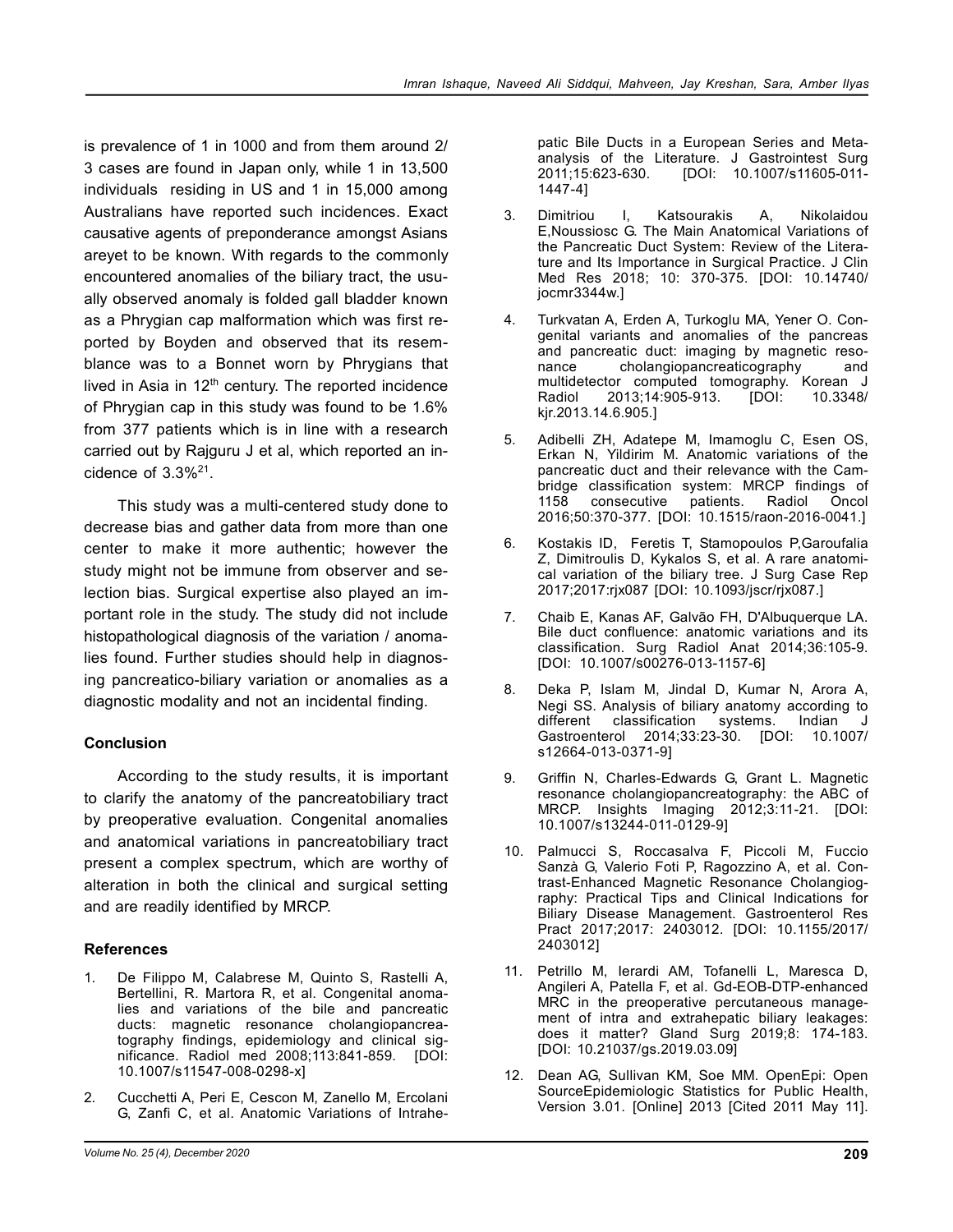is prevalence of 1 in 1000 and from them around 2/3 cases are found in Japan only, while 1 in 13,500 individuals residing in US and 1 in 15,000 among Australians have reported such incidences. Exact causative agents of preponderance amongst Asians areyet to be known. With regards to the commonly encountered anomalies of the biliary tract, the usually observed anomaly is folded gall bladder known as a Phrygian cap malformation which was first reported by Boyden and observed that its resemblance was to a Bonnet worn by Phrygians that lived in Asia in 12th century. The reported incidence of Phrygian cap in this study was found to be 1.6% from 377 patients which is in line with a research carried out by Rajguru J et al, which reported an incidence of 3.3%[21].

This study was a multi-centered study done to decrease bias and gather data from more than one center to make it more authentic; however the study might not be immune from observer and selection bias. Surgical expertise also played an important role in the study. The study did not include histopathological diagnosis of the variation / anomalies found. Further studies should help in diagnosing pancreatico-biliary variation or anomalies as a diagnostic modality and not an incidental finding.

## Conclusion

According to the study results, it is important to clarify the anatomy of the pancreatobiliary tract by preoperative evaluation. Congenital anomalies and anatomical variations in pancreatobiliary tract present a complex spectrum, which are worthy of alteration in both the clinical and surgical setting and are readily identified by MRCP.

## References

1. De Filippo M, Calabrese M, Quinto S, Rastelli A, Bertellini, R. Martora R, et al. Congenital anomalies and variations of the bile and pancreatic ducts: magnetic resonance cholangiopancreatography findings, epidemiology and clinical significance. Radiol med 2008;113:841-859. [DOI: 10.1007/s11547-008-0298-x]
2. Cucchetti A, Peri E, Cescon M, Zanello M, Ercolani G, Zanfi C, et al. Anatomic Variations of Intrahepatic Bile Ducts in a European Series and Meta-analysis of the Literature. J Gastrointest Surg 2011;15:623-630. [DOI: 10.1007/s11605-011-1447-4]
3. Dimitriou I, Katsourakis A, Nikolaidou E,Noussiosc G. The Main Anatomical Variations of the Pancreatic Duct System: Review of the Literature and Its Importance in Surgical Practice. J Clin Med Res 2018; 10: 370-375. [DOI: 10.14740/jocmr3344w.]
4. Turkvatan A, Erden A, Turkoglu MA, Yener O. Congenital variants and anomalies of the pancreas and pancreatic duct: imaging by magnetic resonance cholangiopancreaticography and multidetector computed tomography. Korean J Radiol 2013;14:905-913. [DOI: 10.3348/kjr.2013.14.6.905.]
5. Adibelli ZH, Adatepe M, Imamoglu C, Esen OS, Erkan N, Yildirim M. Anatomic variations of the pancreatic duct and their relevance with the Cambridge classification system: MRCP findings of 1158 consecutive patients. Radiol Oncol 2016;50:370-377. [DOI: 10.1515/raon-2016-0041.]
6. Kostakis ID, Feretis T, Stamopoulos P,Garoufalia Z, Dimitroulis D, Kykalos S, et al. A rare anatomical variation of the biliary tree. J Surg Case Rep 2017;2017:rjx087 [DOI: 10.1093/jscr/rjx087.]
7. Chaib E, Kanas AF, Galvão FH, D'Albuquerque LA. Bile duct confluence: anatomic variations and its classification. Surg Radiol Anat 2014;36:105-9. [DOI: 10.1007/s00276-013-1157-6]
8. Deka P, Islam M, Jindal D, Kumar N, Arora A, Negi SS. Analysis of biliary anatomy according to different classification systems. Indian J Gastroenterol 2014;33:23-30. [DOI: 10.1007/s12664-013-0371-9]
9. Griffin N, Charles-Edwards G, Grant L. Magnetic resonance cholangiopancreatography: the ABC of MRCP. Insights Imaging 2012;3:11-21. [DOI: 10.1007/s13244-011-0129-9]
10. Palmucci S, Roccasalva F, Piccoli M, Fuccio Sanzà G, Valerio Foti P, Ragozzino A, et al. Contrast-Enhanced Magnetic Resonance Cholangiography: Practical Tips and Clinical Indications for Biliary Disease Management. Gastroenterol Res Pract 2017;2017: 2403012. [DOI: 10.1155/2017/2403012]
11. Petrillo M, Ierardi AM, Tofanelli L, Maresca D, Angileri A, Patella F, et al. Gd-EOB-DTP-enhanced MRC in the preoperative percutaneous management of intra and extrahepatic biliary leakages: does it matter? Gland Surg 2019;8: 174-183. [DOI: 10.21037/gs.2019.03.09]
12. Dean AG, Sullivan KM, Soe MM. OpenEpi: Open SourceEpidemiologic Statistics for Public Health, Version 3.01. [Online] 2013 [Cited 2011 May 11].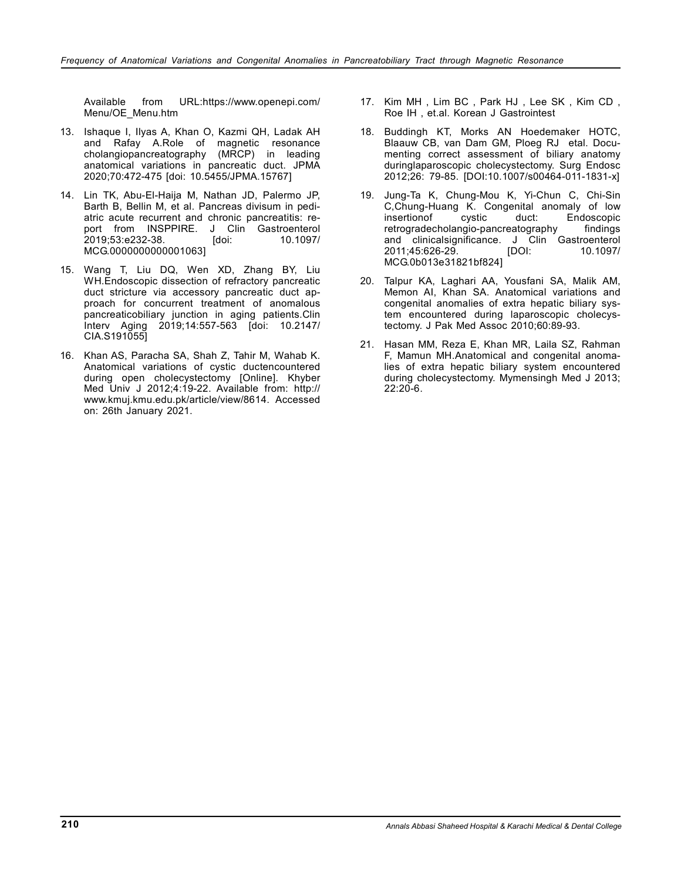Available from URL:https://www.openepi.com/Menu/OE_Menu.htm

13. Ishaque I, Ilyas A, Khan O, Kazmi QH, Ladak AH and Rafay A.Role of magnetic resonance cholangiopancreatography (MRCP) in leading anatomical variations in pancreatic duct. JPMA 2020;70:472-475 [doi: 10.5455/JPMA.15767]

14. Lin TK, Abu-El-Haija M, Nathan JD, Palermo JP, Barth B, Bellin M, et al. Pancreas divisum in pediatric acute recurrent and chronic pancreatitis: report from INSPPIRE. J Clin Gastroenterol 2019;53:e232-38. [doi: 10.1097/MCG.0000000000001063]

15. Wang T, Liu DQ, Wen XD, Zhang BY, Liu WH.Endoscopic dissection of refractory pancreatic duct stricture via accessory pancreatic duct approach for concurrent treatment of anomalous pancreaticobiliary junction in aging patients.Clin Interv Aging 2019;14:557-563 [doi: 10.2147/CIA.S191055]

16. Khan AS, Paracha SA, Shah Z, Tahir M, Wahab K. Anatomical variations of cystic ductencountered during open cholecystectomy [Online]. Khyber Med Univ J 2012;4:19-22. Available from: http://www.kmuj.kmu.edu.pk/article/view/8614. Accessed on: 26th January 2021.

17. Kim MH , Lim BC , Park HJ , Lee SK , Kim CD , Roe IH , et.al. Korean J Gastrointest

18. Buddingh KT, Morks AN Hoedemaker HOTC, Blaauw CB, van Dam GM, Ploeg RJ etal. Documenting correct assessment of biliary anatomy duringlaparoscopic cholecystectomy. Surg Endosc 2012;26: 79-85. [DOI:10.1007/s00464-011-1831-x]

19. Jung-Ta K, Chung-Mou K, Yi-Chun C, Chi-Sin C,Chung-Huang K. Congenital anomaly of low insertionof cystic duct: Endoscopic retrogradecholangio-pancreatography findings and clinicalsignificance. J Clin Gastroenterol 2011;45:626-29. [DOI: 10.1097/MCG.0b013e31821bf824]

20. Talpur KA, Laghari AA, Yousfani SA, Malik AM, Memon AI, Khan SA. Anatomical variations and congenital anomalies of extra hepatic biliary system encountered during laparoscopic cholecystectomy. J Pak Med Assoc 2010;60:89-93.

21. Hasan MM, Reza E, Khan MR, Laila SZ, Rahman F, Mamun MH.Anatomical and congenital anomalies of extra hepatic biliary system encountered during cholecystectomy. Mymensingh Med J 2013; 22:20-6.